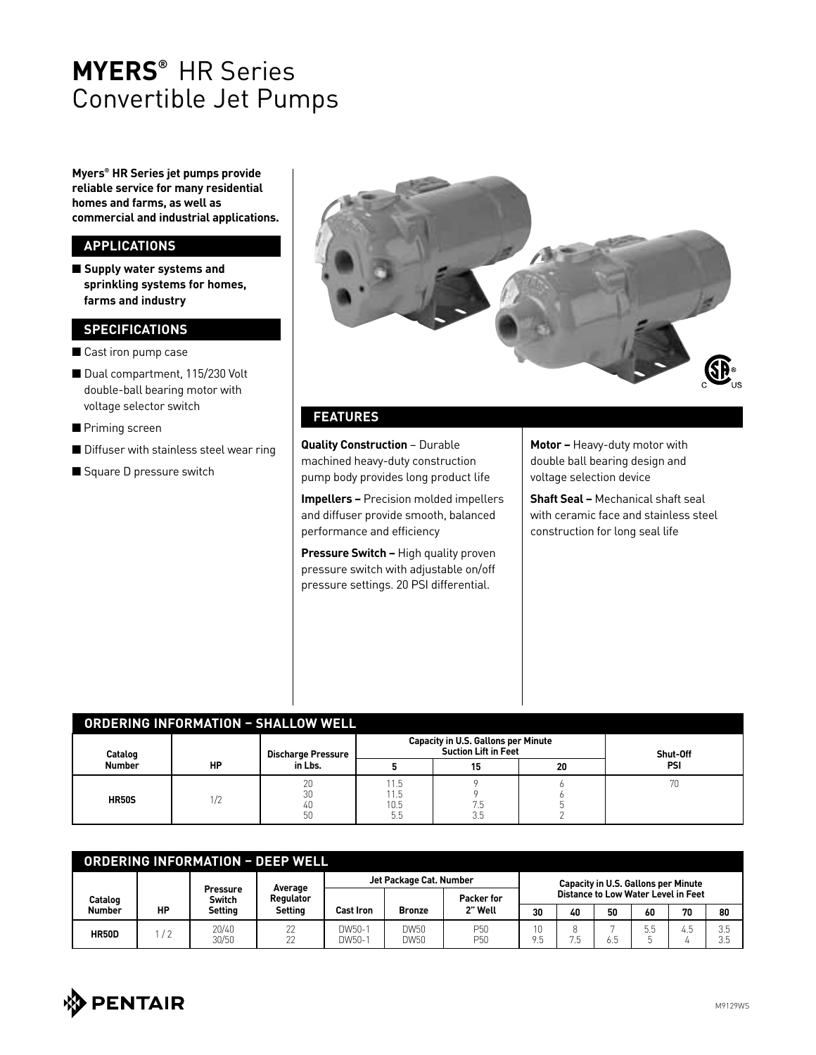# **MYERS®** HR Series Convertible Jet Pumps

**Myers® HR Series jet pumps provide reliable service for many residential homes and farms, as well as commercial and industrial applications.**

## APPLICATIONS

- **Supply water systems and sprinkling systems for homes, farms and industry**

## SPECIFICATIONS

- Cast iron pump case
- Dual compartment, 115/230 Volt double-ball bearing motor with voltage selector switch
- Priming screen
- Diffuser with stainless steel wear ring
- Square D pressure switch

## FEATURES

**Quality Construction** – Durable machined heavy-duty construction pump body provides long product life

**Impellers –** Precision molded impellers and diffuser provide smooth, balanced performance and efficiency

**Pressure Switch –** High quality proven pressure switch with adjustable on/off pressure settings. 20 PSI differential.

**Motor –** Heavy-duty motor with double ball bearing design and voltage selection device

**Shaft Seal –** Mechanical shaft seal with ceramic face and stainless steel construction for long seal life

## ORDERING INFORMATION – SHALLOW WELL

| Catalog Number | HP | Discharge Pressure in Lbs. | Capacity in U.S. Gallons per Minute Suction Lift in Feet | | | Shut-Off PSI |
|---|---|---|---|---|---|---|
| | | | 5 | 15 | 20 | |
| HR50S | 1/2 | 20<br>30<br>40<br>50 | 11.5<br>11.5<br>10.5<br>5.5 | 9<br>9<br>7.5<br>3.5 | 6<br>6<br>5<br>2 | 70 |

## ORDERING INFORMATION – DEEP WELL

| Catalog Number | HP | Pressure Switch Setting | Average Regulator Setting | Jet Package Cat. Number | | | Capacity in U.S. Gallons per Minute Distance to Low Water Level in Feet | | | | | |
|---|---|---|---|---|---|---|---|---|---|---|---|---|
| | | | | Cast Iron | Bronze | Packer for 2" Well | 30 | 40 | 50 | 60 | 70 | 80 |
| HR50D | 1/2 | 20/40<br>30/50 | 22<br>22 | DW50-1<br>DW50-1 | DW50<br>DW50 | P50<br>P50 | 10<br>9.5 | 8<br>7.5 | 7<br>6.5 | 5.5<br>5 | 4.5<br>4 | 3.5<br>3.5 |

PENTAIR

M9129WS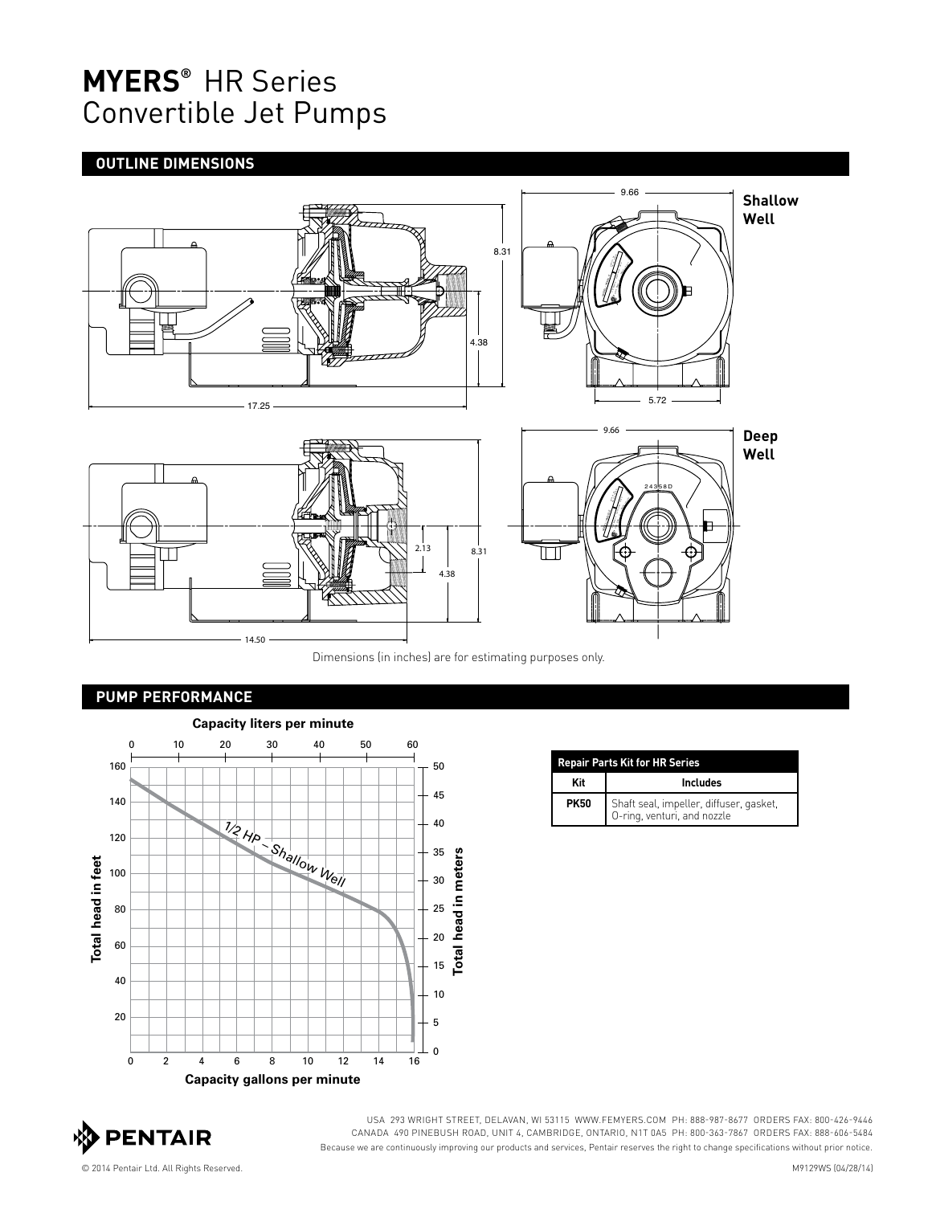# MYERS® HR Series Convertible Jet Pumps

## OUTLINE DIMENSIONS

Shallow Well

9.66

8.31

4.38

5.72

17.25

Deep Well

9.66

2.13

8.31

4.38

14.50

Dimensions (in inches) are for estimating purposes only.

## PUMP PERFORMANCE

Capacity liters per minute

0 10 20 30 40 50 60

Total head in feet

160 140 120 100 80 60 40 20

Total head in meters

50 45 40 35 30 25 20 15 10 5 0

1/2 HP – Shallow Well

0 2 4 6 8 10 12 14 16

Capacity gallons per minute

| Repair Parts Kit for HR Series | |
|---|---|
| **Kit** | **Includes** |
| **PK50** | Shaft seal, impeller, diffuser, gasket, O-ring, venturi, and nozzle |

PENTAIR

USA 293 WRIGHT STREET, DELAVAN, WI 53115 WWW.FEMYERS.COM PH: 888-987-8677 ORDERS FAX: 800-426-9446
CANADA 490 PINEBUSH ROAD, UNIT 4, CAMBRIDGE, ONTARIO, N1T 0A5 PH: 800-363-7867 ORDERS FAX: 888-606-5484
Because we are continuously improving our products and services, Pentair reserves the right to change specifications without prior notice.

© 2014 Pentair Ltd. All Rights Reserved.

M9129WS (04/28/14)